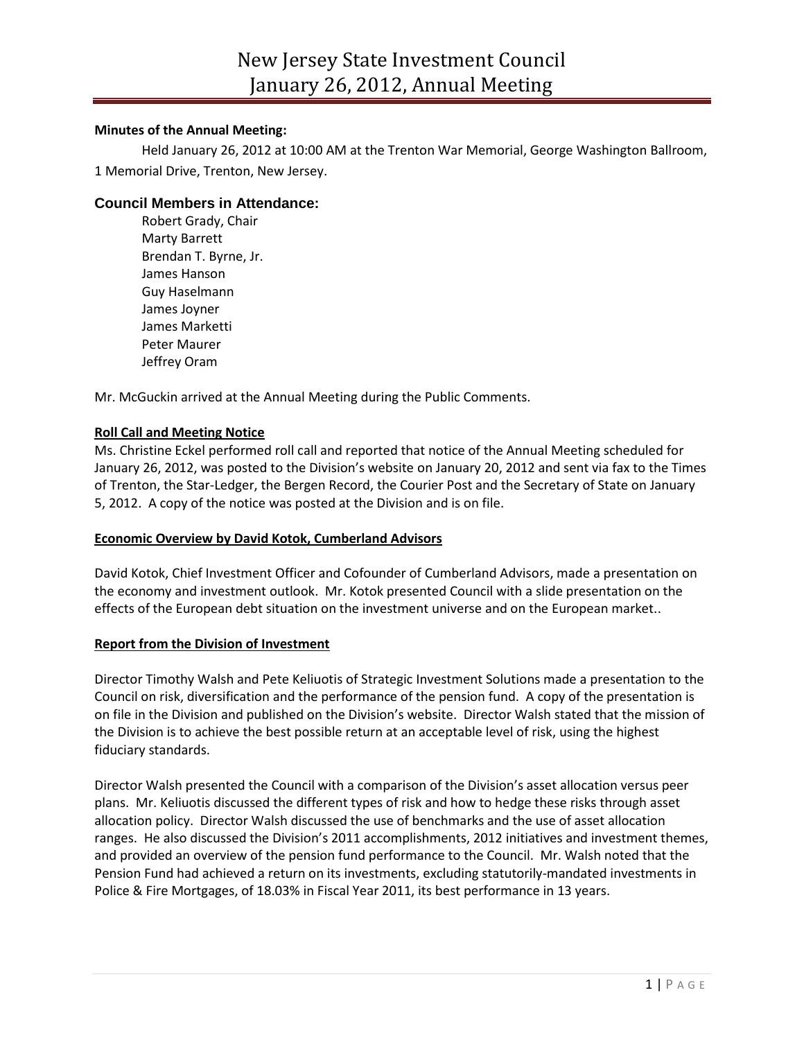# New Jersey State Investment Council
# January 26, 2012, Annual Meeting

**Minutes of the Annual Meeting:**

Held January 26, 2012 at 10:00 AM at the Trenton War Memorial, George Washington Ballroom, 1 Memorial Drive, Trenton, New Jersey.

## Council Members in Attendance:

Robert Grady, Chair
Marty Barrett
Brendan T. Byrne, Jr.
James Hanson
Guy Haselmann
James Joyner
James Marketti
Peter Maurer
Jeffrey Oram

Mr. McGuckin arrived at the Annual Meeting during the Public Comments.

**Roll Call and Meeting Notice**

Ms. Christine Eckel performed roll call and reported that notice of the Annual Meeting scheduled for January 26, 2012, was posted to the Division's website on January 20, 2012 and sent via fax to the Times of Trenton, the Star-Ledger, the Bergen Record, the Courier Post and the Secretary of State on January 5, 2012. A copy of the notice was posted at the Division and is on file.

**Economic Overview by David Kotok, Cumberland Advisors**

David Kotok, Chief Investment Officer and Cofounder of Cumberland Advisors, made a presentation on the economy and investment outlook. Mr. Kotok presented Council with a slide presentation on the effects of the European debt situation on the investment universe and on the European market..

**Report from the Division of Investment**

Director Timothy Walsh and Pete Keliuotis of Strategic Investment Solutions made a presentation to the Council on risk, diversification and the performance of the pension fund. A copy of the presentation is on file in the Division and published on the Division's website. Director Walsh stated that the mission of the Division is to achieve the best possible return at an acceptable level of risk, using the highest fiduciary standards.

Director Walsh presented the Council with a comparison of the Division's asset allocation versus peer plans. Mr. Keliuotis discussed the different types of risk and how to hedge these risks through asset allocation policy. Director Walsh discussed the use of benchmarks and the use of asset allocation ranges. He also discussed the Division's 2011 accomplishments, 2012 initiatives and investment themes, and provided an overview of the pension fund performance to the Council. Mr. Walsh noted that the Pension Fund had achieved a return on its investments, excluding statutorily-mandated investments in Police & Fire Mortgages, of 18.03% in Fiscal Year 2011, its best performance in 13 years.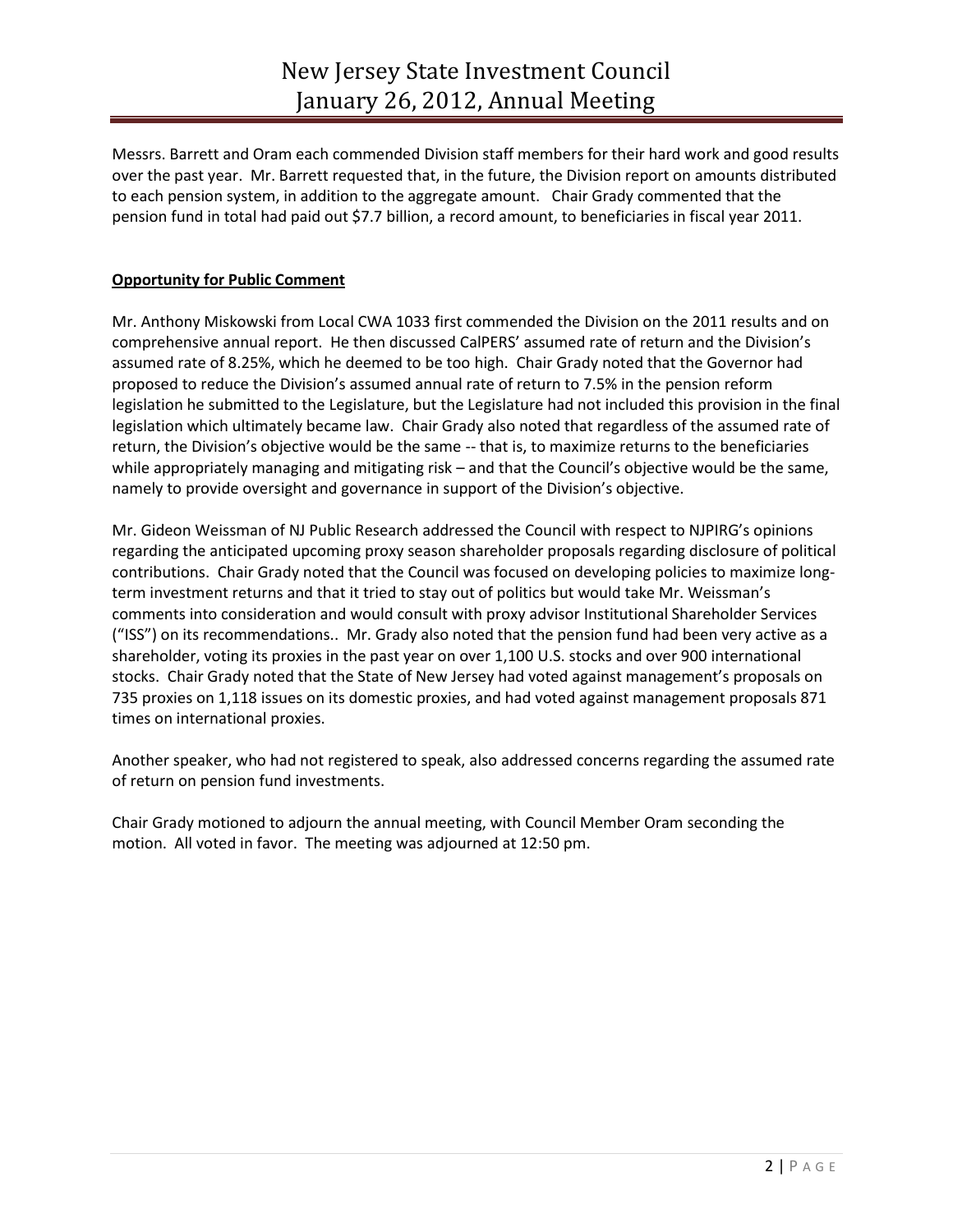Messrs. Barrett and Oram each commended Division staff members for their hard work and good results over the past year. Mr. Barrett requested that, in the future, the Division report on amounts distributed to each pension system, in addition to the aggregate amount. Chair Grady commented that the pension fund in total had paid out $7.7 billion, a record amount, to beneficiaries in fiscal year 2011.

**Opportunity for Public Comment**

Mr. Anthony Miskowski from Local CWA 1033 first commended the Division on the 2011 results and on comprehensive annual report. He then discussed CalPERS' assumed rate of return and the Division's assumed rate of 8.25%, which he deemed to be too high. Chair Grady noted that the Governor had proposed to reduce the Division's assumed annual rate of return to 7.5% in the pension reform legislation he submitted to the Legislature, but the Legislature had not included this provision in the final legislation which ultimately became law. Chair Grady also noted that regardless of the assumed rate of return, the Division's objective would be the same -- that is, to maximize returns to the beneficiaries while appropriately managing and mitigating risk – and that the Council's objective would be the same, namely to provide oversight and governance in support of the Division's objective.

Mr. Gideon Weissman of NJ Public Research addressed the Council with respect to NJPIRG's opinions regarding the anticipated upcoming proxy season shareholder proposals regarding disclosure of political contributions. Chair Grady noted that the Council was focused on developing policies to maximize long-term investment returns and that it tried to stay out of politics but would take Mr. Weissman's comments into consideration and would consult with proxy advisor Institutional Shareholder Services ("ISS") on its recommendations.. Mr. Grady also noted that the pension fund had been very active as a shareholder, voting its proxies in the past year on over 1,100 U.S. stocks and over 900 international stocks. Chair Grady noted that the State of New Jersey had voted against management's proposals on 735 proxies on 1,118 issues on its domestic proxies, and had voted against management proposals 871 times on international proxies.

Another speaker, who had not registered to speak, also addressed concerns regarding the assumed rate of return on pension fund investments.

Chair Grady motioned to adjourn the annual meeting, with Council Member Oram seconding the motion. All voted in favor. The meeting was adjourned at 12:50 pm.